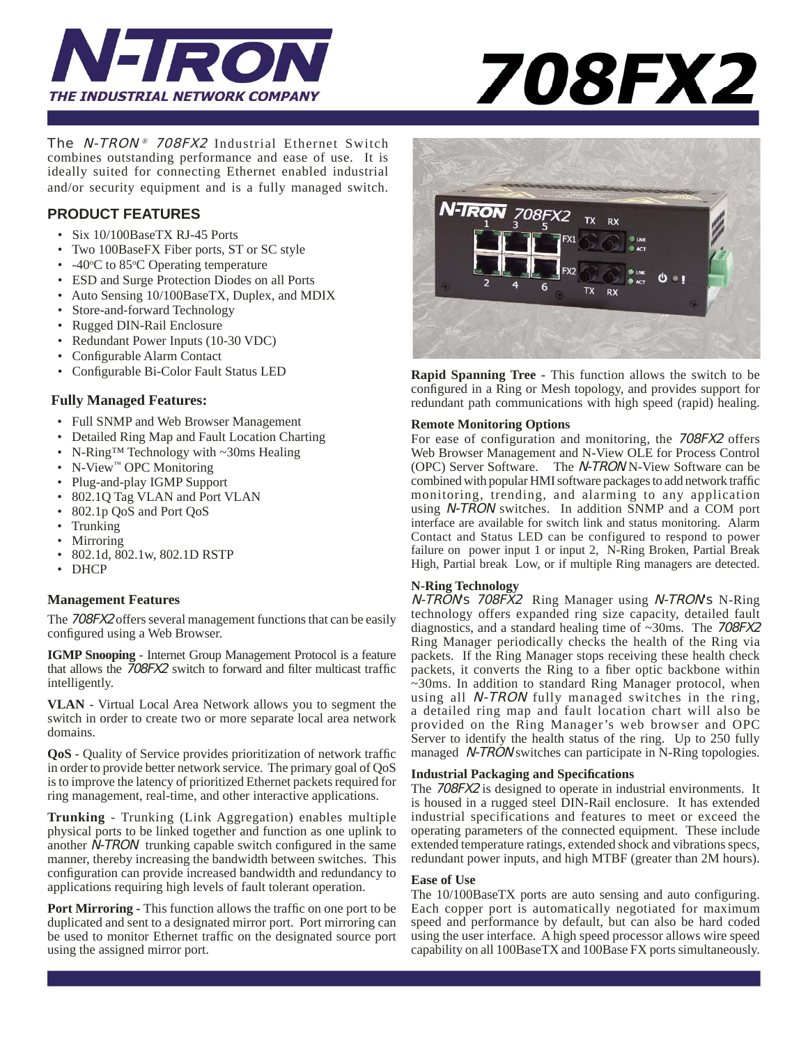# N-TRON

**THE INDUSTRIAL NETWORK COMPANY**

# 708FX2

The *N-TRON®* *708FX2* Industrial Ethernet Switch combines outstanding performance and ease of use. It is ideally suited for connecting Ethernet enabled industrial and/or security equipment and is a fully managed switch.

## PRODUCT FEATURES

- Six 10/100BaseTX RJ-45 Ports
- Two 100BaseFX Fiber ports, ST or SC style
- -40ºC to 85ºC Operating temperature
- ESD and Surge Protection Diodes on all Ports
- Auto Sensing 10/100BaseTX, Duplex, and MDIX
- Store-and-forward Technology
- Rugged DIN-Rail Enclosure
- Redundant Power Inputs (10-30 VDC)
- Configurable Alarm Contact
- Configurable Bi-Color Fault Status LED

### Fully Managed Features:

- Full SNMP and Web Browser Management
- Detailed Ring Map and Fault Location Charting
- N-Ring™ Technology with ~30ms Healing
- N-View™ OPC Monitoring
- Plug-and-play IGMP Support
- 802.1Q Tag VLAN and Port VLAN
- 802.1p QoS and Port QoS
- Trunking
- Mirroring
- 802.1d, 802.1w, 802.1D RSTP
- DHCP

### Management Features

The *708FX2* offers several management functions that can be easily configured using a Web Browser.

**IGMP Snooping** - Internet Group Management Protocol is a feature that allows the *708FX2* switch to forward and filter multicast traffic intelligently.

**VLAN** - Virtual Local Area Network allows you to segment the switch in order to create two or more separate local area network domains.

**QoS** - Quality of Service provides prioritization of network traffic in order to provide better network service. The primary goal of QoS is to improve the latency of prioritized Ethernet packets required for ring management, real-time, and other interactive applications.

**Trunking** - Trunking (Link Aggregation) enables multiple physical ports to be linked together and function as one uplink to another *N-TRON* trunking capable switch configured in the same manner, thereby increasing the bandwidth between switches. This configuration can provide increased bandwidth and redundancy to applications requiring high levels of fault tolerant operation.

**Port Mirroring** - This function allows the traffic on one port to be duplicated and sent to a designated mirror port. Port mirroring can be used to monitor Ethernet traffic on the designated source port using the assigned mirror port.

**Rapid Spanning Tree** - This function allows the switch to be configured in a Ring or Mesh topology, and provides support for redundant path communications with high speed (rapid) healing.

### Remote Monitoring Options

For ease of configuration and monitoring, the *708FX2* offers Web Browser Management and N-View OLE for Process Control (OPC) Server Software. The *N-TRON* N-View Software can be combined with popular HMI software packages to add network traffic monitoring, trending, and alarming to any application using *N-TRON* switches. In addition SNMP and a COM port interface are available for switch link and status monitoring. Alarm Contact and Status LED can be configured to respond to power failure on power input 1 or input 2, N-Ring Broken, Partial Break High, Partial break Low, or if multiple Ring managers are detected.

### N-Ring Technology

*N-TRON's* *708FX2* Ring Manager using *N-TRON's* N-Ring technology offers expanded ring size capacity, detailed fault diagnostics, and a standard healing time of ~30ms. The *708FX2* Ring Manager periodically checks the health of the Ring via packets. If the Ring Manager stops receiving these health check packets, it converts the Ring to a fiber optic backbone within ~30ms. In addition to standard Ring Manager protocol, when using all *N-TRON* fully managed switches in the ring, a detailed ring map and fault location chart will also be provided on the Ring Manager's web browser and OPC Server to identify the health status of the ring. Up to 250 fully managed *N-TRON* switches can participate in N-Ring topologies.

### Industrial Packaging and Specifications

The *708FX2* is designed to operate in industrial environments. It is housed in a rugged steel DIN-Rail enclosure. It has extended industrial specifications and features to meet or exceed the operating parameters of the connected equipment. These include extended temperature ratings, extended shock and vibrations specs, redundant power inputs, and high MTBF (greater than 2M hours).

### Ease of Use

The 10/100BaseTX ports are auto sensing and auto configuring. Each copper port is automatically negotiated for maximum speed and performance by default, but can also be hard coded using the user interface. A high speed processor allows wire speed capability on all 100BaseTX and 100Base FX ports simultaneously.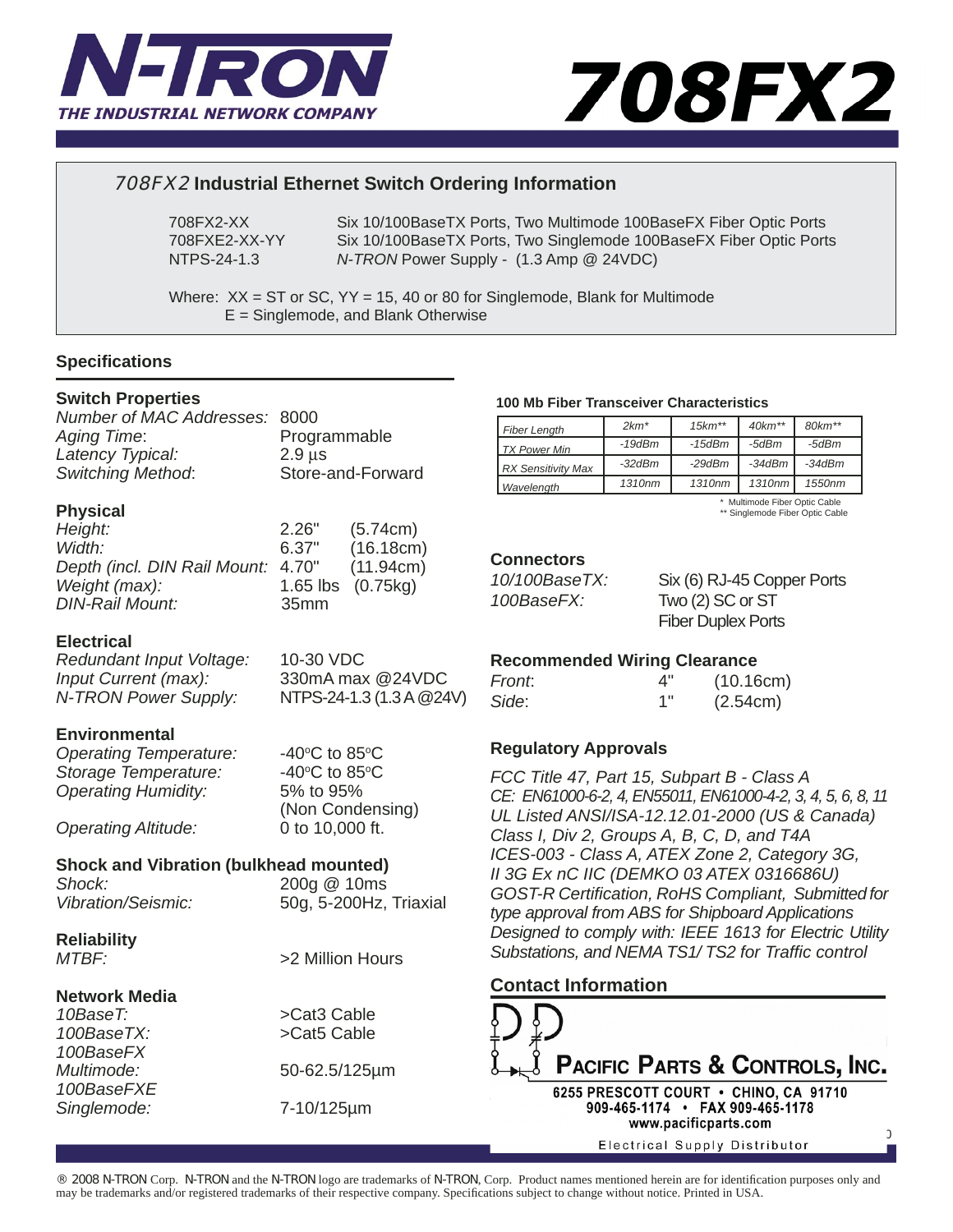# N-TRON

THE INDUSTRIAL NETWORK COMPANY

# 708FX2

## *708FX2* Industrial Ethernet Switch Ordering Information

| | |
|---|---|
| 708FX2-XX | Six 10/100BaseTX Ports, Two Multimode 100BaseFX Fiber Optic Ports |
| 708FXE2-XX-YY | Six 10/100BaseTX Ports, Two Singlemode 100BaseFX Fiber Optic Ports |
| NTPS-24-1.3 | *N-TRON* Power Supply - (1.3 Amp @ 24VDC) |

Where: XX = ST or SC, YY = 15, 40 or 80 for Singlemode, Blank for Multimode
E = Singlemode, and Blank Otherwise

## Specifications

### Switch Properties

*Number of MAC Addresses:* 8000
*Aging Time*: Programmable
*Latency Typical:* 2.9 µs
*Switching Method*: Store-and-Forward

### Physical

*Height:* 2.26" (5.74cm)
*Width:* 6.37" (16.18cm)
*Depth (incl. DIN Rail Mount:* 4.70" (11.94cm)
*Weight (max):* 1.65 lbs (0.75kg)
*DIN-Rail Mount:* 35mm

### Electrical

*Redundant Input Voltage:* 10-30 VDC
*Input Current (max):* 330mA max @24VDC
*N-TRON Power Supply:* NTPS-24-1.3 (1.3 A @24V)

### Environmental

*Operating Temperature:* -40°C to 85°C
*Storage Temperature:* -40°C to 85°C
*Operating Humidity:* 5% to 95% (Non Condensing)
*Operating Altitude:* 0 to 10,000 ft.

### Shock and Vibration (bulkhead mounted)

*Shock:* 200g @ 10ms
*Vibration/Seismic:* 50g, 5-200Hz, Triaxial

### Reliability

*MTBF:* >2 Million Hours

### Network Media

*10BaseT:* >Cat3 Cable
*100BaseTX:* >Cat5 Cable
*100BaseFX Multimode:* 50-62.5/125µm
*100BaseFXE Singlemode:* 7-10/125µm

### 100 Mb Fiber Transceiver Characteristics

| Fiber Length | 2km* | 15km** | 40km** | 80km** |
|---|---|---|---|---|
| TX Power Min | -19dBm | -15dBm | -5dBm | -5dBm |
| RX Sensitivity Max | -32dBm | -29dBm | -34dBm | -34dBm |
| Wavelength | 1310nm | 1310nm | 1310nm | 1550nm |

\* Multimode Fiber Optic Cable
\*\* Singlemode Fiber Optic Cable

### Connectors

*10/100BaseTX:* Six (6) RJ-45 Copper Ports
*100BaseFX:* Two (2) SC or ST Fiber Duplex Ports

### Recommended Wiring Clearance

*Front*: 4" (10.16cm)
*Side*: 1" (2.54cm)

### Regulatory Approvals

*FCC Title 47, Part 15, Subpart B - Class A*
*CE: EN61000-6-2, 4, EN55011, EN61000-4-2, 3, 4, 5, 6, 8, 11*
*UL Listed ANSI/ISA-12.12.01-2000 (US & Canada)*
*Class I, Div 2, Groups A, B, C, D, and T4A*
*ICES-003 - Class A, ATEX Zone 2, Category 3G, II 3G Ex nC IIC (DEMKO 03 ATEX 0316686U)*
*GOST-R Certification, RoHS Compliant, Submitted for type approval from ABS for Shipboard Applications*
*Designed to comply with: IEEE 1613 for Electric Utility Substations, and NEMA TS1/ TS2 for Traffic control*

### Contact Information

PACIFIC PARTS & CONTROLS, INC.
6255 PRESCOTT COURT • CHINO, CA 91710
909-465-1174 • FAX 909-465-1178
www.pacificparts.com
Electrical Supply Distributor

® 2008 N-TRON Corp. N-TRON and the N-TRON logo are trademarks of N-TRON, Corp. Product names mentioned herein are for identification purposes only and may be trademarks and/or registered trademarks of their respective company. Specifications subject to change without notice. Printed in USA.